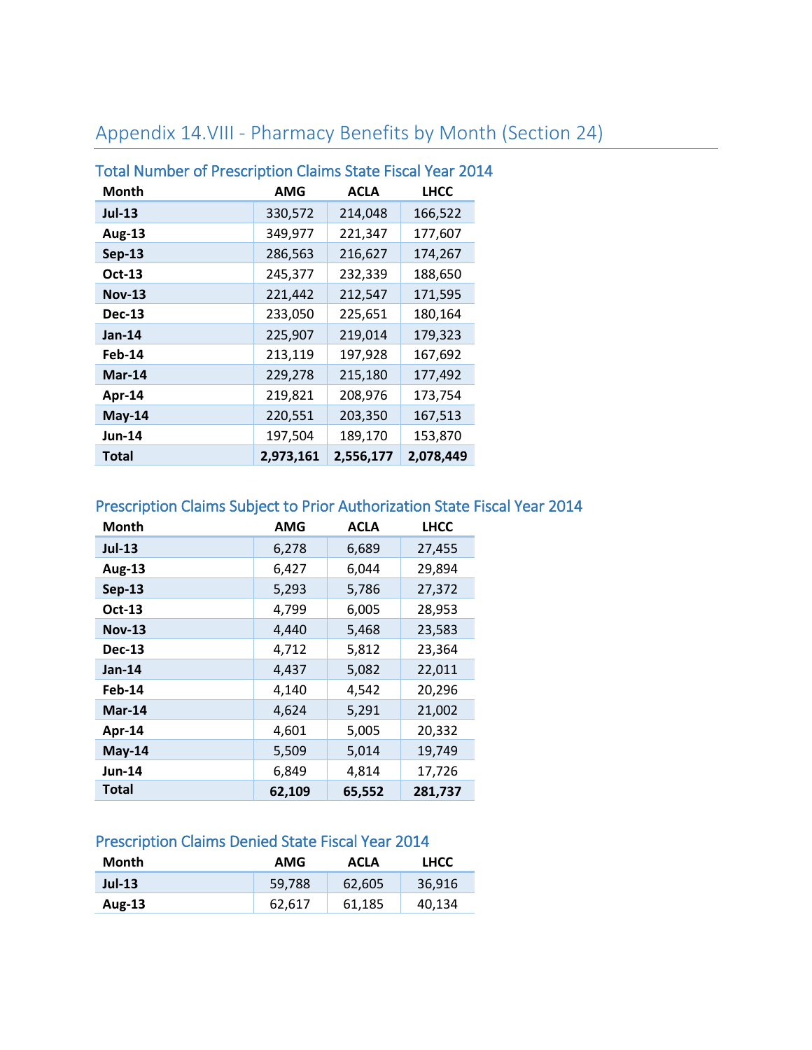# Appendix 14.VIII - Pharmacy Benefits by Month (Section 24)

## Total Number of Prescription Claims State Fiscal Year 2014

| Month | AMG | ACLA | LHCC |
|---|---|---|---|
| Jul-13 | 330,572 | 214,048 | 166,522 |
| Aug-13 | 349,977 | 221,347 | 177,607 |
| Sep-13 | 286,563 | 216,627 | 174,267 |
| Oct-13 | 245,377 | 232,339 | 188,650 |
| Nov-13 | 221,442 | 212,547 | 171,595 |
| Dec-13 | 233,050 | 225,651 | 180,164 |
| Jan-14 | 225,907 | 219,014 | 179,323 |
| Feb-14 | 213,119 | 197,928 | 167,692 |
| Mar-14 | 229,278 | 215,180 | 177,492 |
| Apr-14 | 219,821 | 208,976 | 173,754 |
| May-14 | 220,551 | 203,350 | 167,513 |
| Jun-14 | 197,504 | 189,170 | 153,870 |
| **Total** | **2,973,161** | **2,556,177** | **2,078,449** |

## Prescription Claims Subject to Prior Authorization State Fiscal Year 2014

| Month | AMG | ACLA | LHCC |
|---|---|---|---|
| Jul-13 | 6,278 | 6,689 | 27,455 |
| Aug-13 | 6,427 | 6,044 | 29,894 |
| Sep-13 | 5,293 | 5,786 | 27,372 |
| Oct-13 | 4,799 | 6,005 | 28,953 |
| Nov-13 | 4,440 | 5,468 | 23,583 |
| Dec-13 | 4,712 | 5,812 | 23,364 |
| Jan-14 | 4,437 | 5,082 | 22,011 |
| Feb-14 | 4,140 | 4,542 | 20,296 |
| Mar-14 | 4,624 | 5,291 | 21,002 |
| Apr-14 | 4,601 | 5,005 | 20,332 |
| May-14 | 5,509 | 5,014 | 19,749 |
| Jun-14 | 6,849 | 4,814 | 17,726 |
| **Total** | **62,109** | **65,552** | **281,737** |

## Prescription Claims Denied State Fiscal Year 2014

| Month | AMG | ACLA | LHCC |
|---|---|---|---|
| Jul-13 | 59,788 | 62,605 | 36,916 |
| Aug-13 | 62,617 | 61,185 | 40,134 |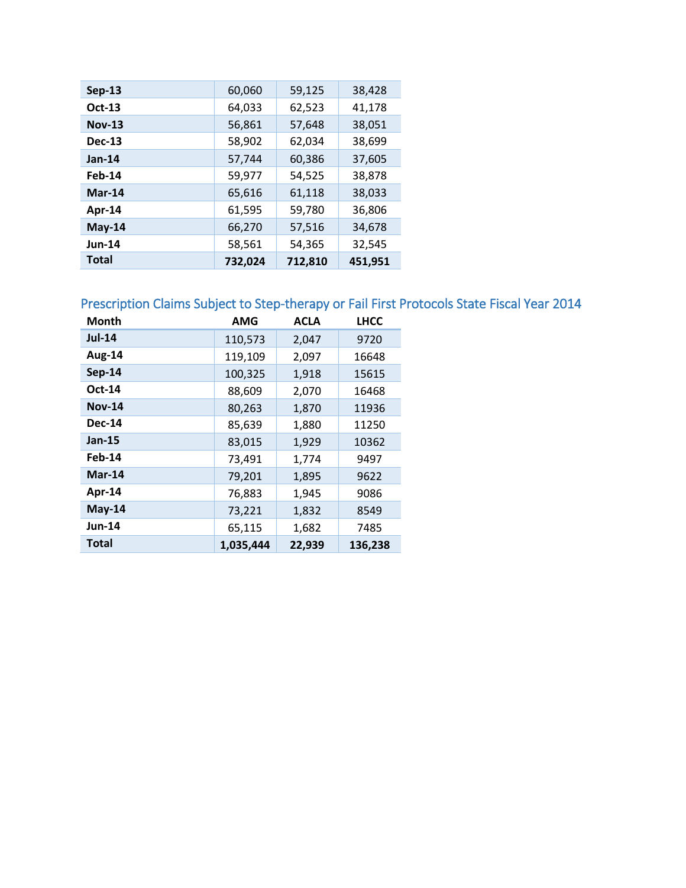| | | | |
|---|---|---|---|
| **Sep-13** | 60,060 | 59,125 | 38,428 |
| **Oct-13** | 64,033 | 62,523 | 41,178 |
| **Nov-13** | 56,861 | 57,648 | 38,051 |
| **Dec-13** | 58,902 | 62,034 | 38,699 |
| **Jan-14** | 57,744 | 60,386 | 37,605 |
| **Feb-14** | 59,977 | 54,525 | 38,878 |
| **Mar-14** | 65,616 | 61,118 | 38,033 |
| **Apr-14** | 61,595 | 59,780 | 36,806 |
| **May-14** | 66,270 | 57,516 | 34,678 |
| **Jun-14** | 58,561 | 54,365 | 32,545 |
| **Total** | **732,024** | **712,810** | **451,951** |

## Prescription Claims Subject to Step-therapy or Fail First Protocols State Fiscal Year 2014

| Month | AMG | ACLA | LHCC |
|---|---|---|---|
| **Jul-14** | 110,573 | 2,047 | 9720 |
| **Aug-14** | 119,109 | 2,097 | 16648 |
| **Sep-14** | 100,325 | 1,918 | 15615 |
| **Oct-14** | 88,609 | 2,070 | 16468 |
| **Nov-14** | 80,263 | 1,870 | 11936 |
| **Dec-14** | 85,639 | 1,880 | 11250 |
| **Jan-15** | 83,015 | 1,929 | 10362 |
| **Feb-14** | 73,491 | 1,774 | 9497 |
| **Mar-14** | 79,201 | 1,895 | 9622 |
| **Apr-14** | 76,883 | 1,945 | 9086 |
| **May-14** | 73,221 | 1,832 | 8549 |
| **Jun-14** | 65,115 | 1,682 | 7485 |
| **Total** | **1,035,444** | **22,939** | **136,238** |